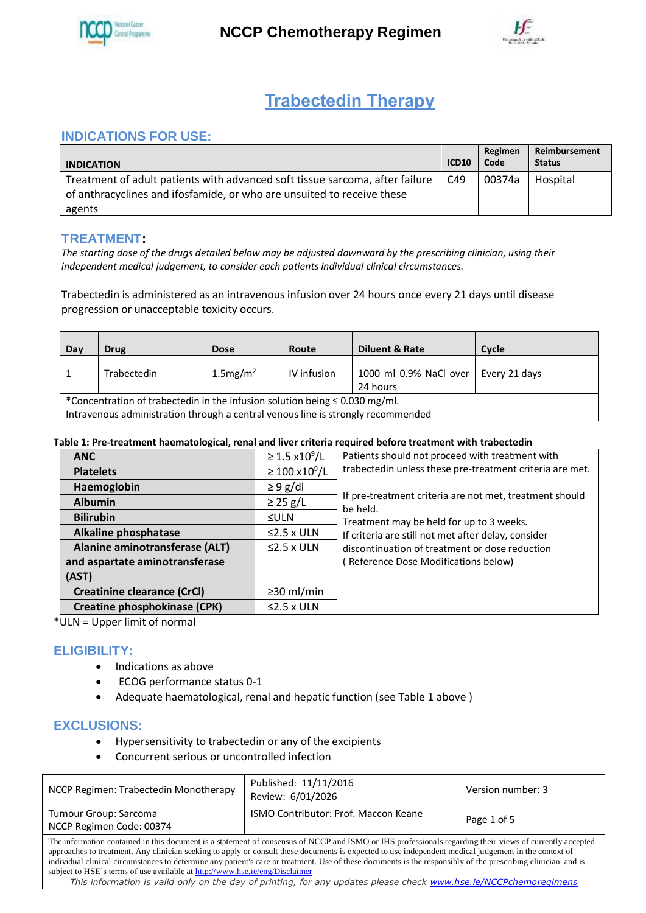# Trabectedin Therapy

## INDICATIONS FOR USE:

| INDICATION | ICD10 | Regimen Code | Reimbursement Status |
|---|---|---|---|
| Treatment of adult patients with advanced soft tissue sarcoma, after failure of anthracyclines and ifosfamide, or who are unsuited to receive these agents | C49 | 00374a | Hospital |

## TREATMENT:

*The starting dose of the drugs detailed below may be adjusted downward by the prescribing clinician, using their independent medical judgement, to consider each patients individual clinical circumstances.*

Trabectedin is administered as an intravenous infusion over 24 hours once every 21 days until disease progression or unacceptable toxicity occurs.

| Day | Drug | Dose | Route | Diluent & Rate | Cycle |
|---|---|---|---|---|---|
| 1 | Trabectedin | 1.5mg/m$^2$ | IV infusion | 1000 ml 0.9% NaCl over 24 hours | Every 21 days |
| *Concentration of trabectedin in the infusion solution being ≤ 0.030 mg/ml. Intravenous administration through a central venous line is strongly recommended | | | | | |

**Table 1: Pre-treatment haematological, renal and liver criteria required before treatment with trabectedin**

| | | |
|---|---|---|
| **ANC** | ≥ 1.5 x10$^9$/L | Patients should not proceed with treatment with trabectedin unless these pre-treatment criteria are met. If pre-treatment criteria are not met, treatment should be held. Treatment may be held for up to 3 weeks. If criteria are still not met after delay, consider discontinuation of treatment or dose reduction ( Reference Dose Modifications below) |
| **Platelets** | ≥ 100 x10$^9$/L | |
| **Haemoglobin** | ≥ 9 g/dl | |
| **Albumin** | ≥ 25 g/L | |
| **Bilirubin** | ≤ULN | |
| **Alkaline phosphatase** | ≤2.5 x ULN | |
| **Alanine aminotransferase (ALT) and aspartate aminotransferase (AST)** | ≤2.5 x ULN | |
| **Creatinine clearance (CrCl)** | ≥30 ml/min | |
| **Creatine phosphokinase (CPK)** | ≤2.5 x ULN | |

*ULN = Upper limit of normal

## ELIGIBILITY:

- Indications as above
- ECOG performance status 0-1
- Adequate haematological, renal and hepatic function (see Table 1 above )

## EXCLUSIONS:

- Hypersensitivity to trabectedin or any of the excipients
- Concurrent serious or uncontrolled infection

| NCCP Regimen: Trabectedin Monotherapy | Published: 11/11/2016 Review: 6/01/2026 | Version number: 3 |
|---|---|---|
| Tumour Group: Sarcoma NCCP Regimen Code: 00374 | ISMO Contributor: Prof. Maccon Keane | |

The information contained in this document is a statement of consensus of NCCP and ISMO or IHS professionals regarding their views of currently accepted approaches to treatment. Any clinician seeking to apply or consult these documents is expected to use independent medical judgement in the context of individual clinical circumstances to determine any patient's care or treatment. Use of these documents is the responsibly of the prescribing clinician. and is subject to HSE's terms of use available at http://www.hse.ie/eng/Disclaimer

*This information is valid only on the day of printing, for any updates please check www.hse.ie/NCCPchemoregimens*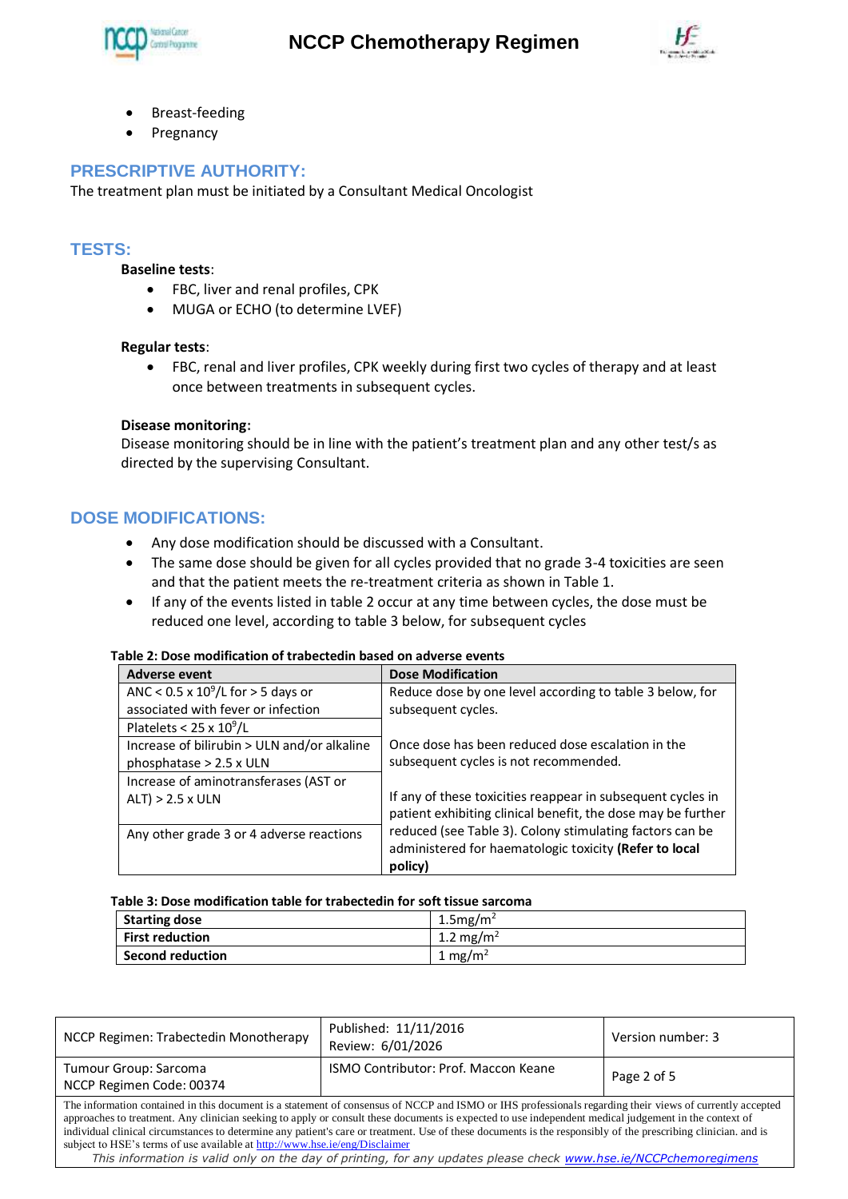- Breast-feeding
- Pregnancy

## PRESCRIPTIVE AUTHORITY:

The treatment plan must be initiated by a Consultant Medical Oncologist

## TESTS:

**Baseline tests**:

- FBC, liver and renal profiles, CPK
- MUGA or ECHO (to determine LVEF)

**Regular tests**:

- FBC, renal and liver profiles, CPK weekly during first two cycles of therapy and at least once between treatments in subsequent cycles.

**Disease monitoring:**

Disease monitoring should be in line with the patient's treatment plan and any other test/s as directed by the supervising Consultant.

## DOSE MODIFICATIONS:

- Any dose modification should be discussed with a Consultant.
- The same dose should be given for all cycles provided that no grade 3-4 toxicities are seen and that the patient meets the re-treatment criteria as shown in Table 1.
- If any of the events listed in table 2 occur at any time between cycles, the dose must be reduced one level, according to table 3 below, for subsequent cycles

**Table 2: Dose modification of trabectedin based on adverse events**

| Adverse event | Dose Modification |
|---|---|
| ANC < 0.5 x $10^9$/L for > 5 days or associated with fever or infection | Reduce dose by one level according to table 3 below, for subsequent cycles.<br><br>Once dose has been reduced dose escalation in the subsequent cycles is not recommended.<br><br>If any of these toxicities reappear in subsequent cycles in patient exhibiting clinical benefit, the dose may be further reduced (see Table 3). Colony stimulating factors can be administered for haematologic toxicity **(Refer to local policy)** |
| Platelets < 25 x $10^9$/L | |
| Increase of bilirubin > ULN and/or alkaline phosphatase > 2.5 x ULN | |
| Increase of aminotransferases (AST or ALT) > 2.5 x ULN | |
| Any other grade 3 or 4 adverse reactions | |

**Table 3: Dose modification table for trabectedin for soft tissue sarcoma**

| | |
|---|---|
| **Starting dose** | 1.5mg/m$^2$ |
| **First reduction** | 1.2 mg/m$^2$ |
| **Second reduction** | 1 mg/m$^2$ |

| NCCP Regimen: Trabectedin Monotherapy | Published: 11/11/2016<br>Review: 6/01/2026 | Version number: 3 |
|---|---|---|
| Tumour Group: Sarcoma<br>NCCP Regimen Code: 00374 | ISMO Contributor: Prof. Maccon Keane | |

The information contained in this document is a statement of consensus of NCCP and ISMO or IHS professionals regarding their views of currently accepted approaches to treatment. Any clinician seeking to apply or consult these documents is expected to use independent medical judgement in the context of individual clinical circumstances to determine any patient's care or treatment. Use of these documents is the responsibly of the prescribing clinician. and is subject to HSE's terms of use available at http://www.hse.ie/eng/Disclaimer

*This information is valid only on the day of printing, for any updates please check www.hse.ie/NCCPchemoregimens*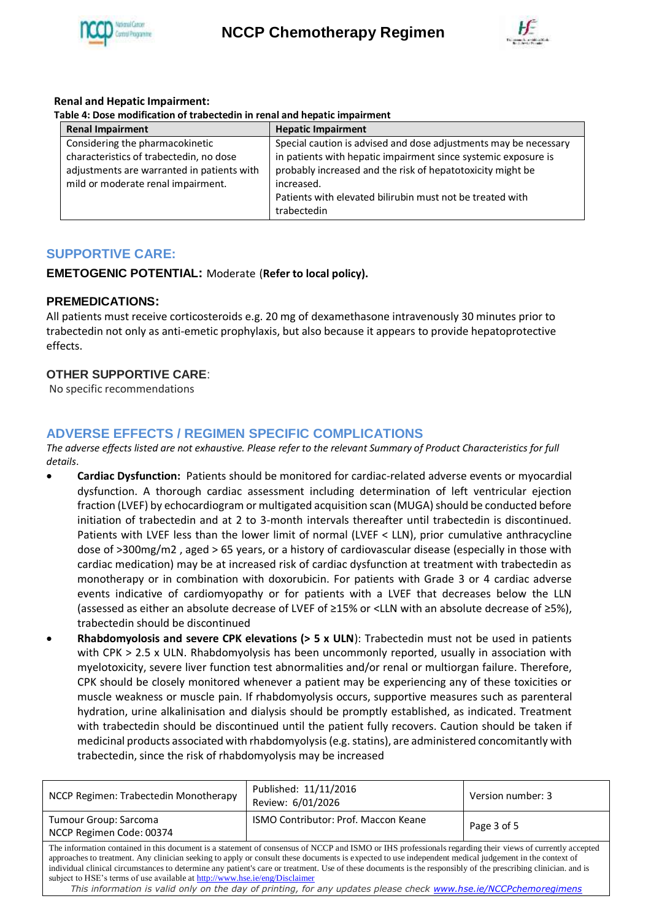**Renal and Hepatic Impairment:**

**Table 4: Dose modification of trabectedin in renal and hepatic impairment**

| Renal Impairment | Hepatic Impairment |
|---|---|
| Considering the pharmacokinetic characteristics of trabectedin, no dose adjustments are warranted in patients with mild or moderate renal impairment. | Special caution is advised and dose adjustments may be necessary in patients with hepatic impairment since systemic exposure is probably increased and the risk of hepatotoxicity might be increased.<br>Patients with elevated bilirubin must not be treated with trabectedin |

## SUPPORTIVE CARE:

**EMETOGENIC POTENTIAL:** Moderate (**Refer to local policy).**

### PREMEDICATIONS:

All patients must receive corticosteroids e.g. 20 mg of dexamethasone intravenously 30 minutes prior to trabectedin not only as anti-emetic prophylaxis, but also because it appears to provide hepatoprotective effects.

### OTHER SUPPORTIVE CARE:

No specific recommendations

## ADVERSE EFFECTS / REGIMEN SPECIFIC COMPLICATIONS

*The adverse effects listed are not exhaustive. Please refer to the relevant Summary of Product Characteristics for full details.*

- **Cardiac Dysfunction:** Patients should be monitored for cardiac-related adverse events or myocardial dysfunction. A thorough cardiac assessment including determination of left ventricular ejection fraction (LVEF) by echocardiogram or multigated acquisition scan (MUGA) should be conducted before initiation of trabectedin and at 2 to 3-month intervals thereafter until trabectedin is discontinued. Patients with LVEF less than the lower limit of normal (LVEF < LLN), prior cumulative anthracycline dose of >300mg/m2 , aged > 65 years, or a history of cardiovascular disease (especially in those with cardiac medication) may be at increased risk of cardiac dysfunction at treatment with trabectedin as monotherapy or in combination with doxorubicin. For patients with Grade 3 or 4 cardiac adverse events indicative of cardiomyopathy or for patients with a LVEF that decreases below the LLN (assessed as either an absolute decrease of LVEF of ≥15% or <LLN with an absolute decrease of ≥5%), trabectedin should be discontinued
- **Rhabdomyolysis and severe CPK elevations (> 5 x ULN**): Trabectedin must not be used in patients with CPK > 2.5 x ULN. Rhabdomyolysis has been uncommonly reported, usually in association with myelotoxicity, severe liver function test abnormalities and/or renal or multiorgan failure. Therefore, CPK should be closely monitored whenever a patient may be experiencing any of these toxicities or muscle weakness or muscle pain. If rhabdomyolysis occurs, supportive measures such as parenteral hydration, urine alkalinisation and dialysis should be promptly established, as indicated. Treatment with trabectedin should be discontinued until the patient fully recovers. Caution should be taken if medicinal products associated with rhabdomyolysis (e.g. statins), are administered concomitantly with trabectedin, since the risk of rhabdomyolysis may be increased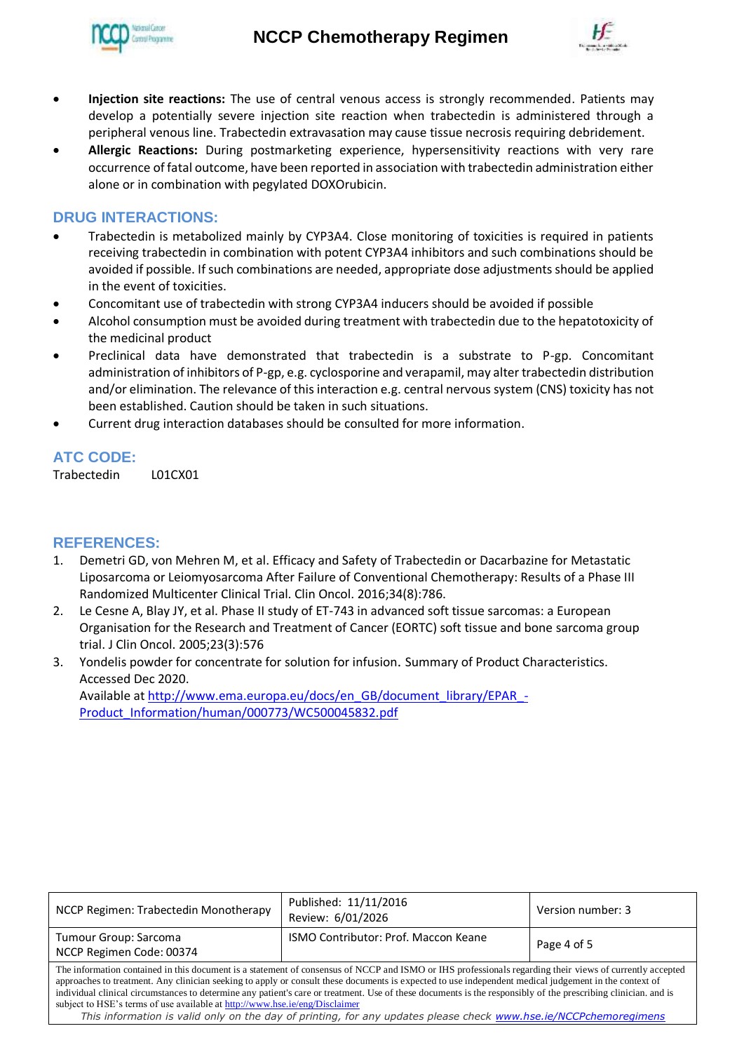- **Injection site reactions:** The use of central venous access is strongly recommended. Patients may develop a potentially severe injection site reaction when trabectedin is administered through a peripheral venous line. Trabectedin extravasation may cause tissue necrosis requiring debridement.
- **Allergic Reactions:** During postmarketing experience, hypersensitivity reactions with very rare occurrence of fatal outcome, have been reported in association with trabectedin administration either alone or in combination with pegylated DOXOrubicin.

## DRUG INTERACTIONS:

- Trabectedin is metabolized mainly by CYP3A4. Close monitoring of toxicities is required in patients receiving trabectedin in combination with potent CYP3A4 inhibitors and such combinations should be avoided if possible. If such combinations are needed, appropriate dose adjustments should be applied in the event of toxicities.
- Concomitant use of trabectedin with strong CYP3A4 inducers should be avoided if possible
- Alcohol consumption must be avoided during treatment with trabectedin due to the hepatotoxicity of the medicinal product
- Preclinical data have demonstrated that trabectedin is a substrate to P-gp. Concomitant administration of inhibitors of P-gp, e.g. cyclosporine and verapamil, may alter trabectedin distribution and/or elimination. The relevance of this interaction e.g. central nervous system (CNS) toxicity has not been established. Caution should be taken in such situations.
- Current drug interaction databases should be consulted for more information.

## ATC CODE:

Trabectedin L01CX01

## REFERENCES:

1. Demetri GD, von Mehren M, et al. Efficacy and Safety of Trabectedin or Dacarbazine for Metastatic Liposarcoma or Leiomyosarcoma After Failure of Conventional Chemotherapy: Results of a Phase III Randomized Multicenter Clinical Trial. Clin Oncol. 2016;34(8):786.
2. Le Cesne A, Blay JY, et al. Phase II study of ET-743 in advanced soft tissue sarcomas: a European Organisation for the Research and Treatment of Cancer (EORTC) soft tissue and bone sarcoma group trial. J Clin Oncol. 2005;23(3):576
3. Yondelis powder for concentrate for solution for infusion. Summary of Product Characteristics. Accessed Dec 2020.
   Available at [http://www.ema.europa.eu/docs/en_GB/document_library/EPAR_-Product_Information/human/000773/WC500045832.pdf](http://www.ema.europa.eu/docs/en_GB/document_library/EPAR_-Product_Information/human/000773/WC500045832.pdf)

| NCCP Regimen: Trabectedin Monotherapy | Published: 11/11/2016<br>Review: 6/01/2026 | Version number: 3 |
|---|---|---|
| Tumour Group: Sarcoma<br>NCCP Regimen Code: 00374 | ISMO Contributor: Prof. Maccon Keane | |

The information contained in this document is a statement of consensus of NCCP and ISMO or IHS professionals regarding their views of currently accepted approaches to treatment. Any clinician seeking to apply or consult these documents is expected to use independent medical judgement in the context of individual clinical circumstances to determine any patient's care or treatment. Use of these documents is the responsibly of the prescribing clinician. and is subject to HSE's terms of use available at http://www.hse.ie/eng/Disclaimer

*This information is valid only on the day of printing, for any updates please check www.hse.ie/NCCPchemoregimens*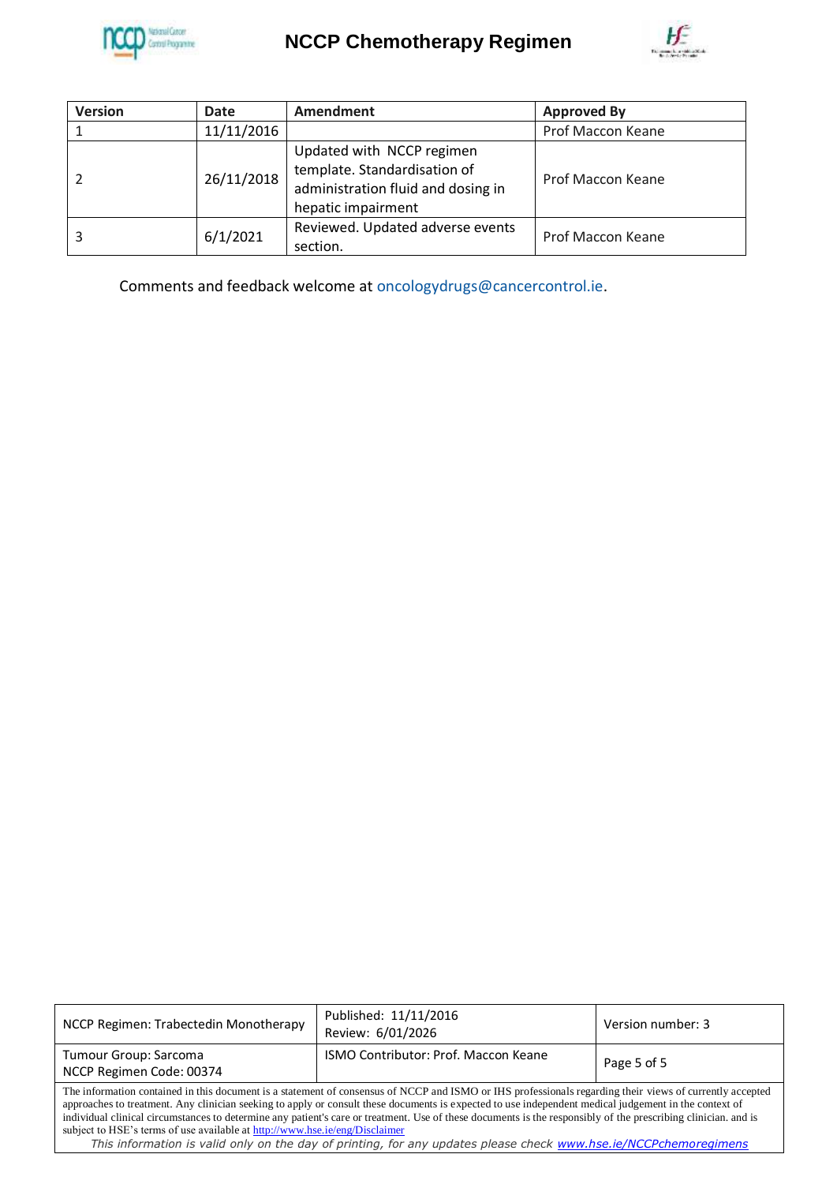| Version | Date | Amendment | Approved By |
|---|---|---|---|
| 1 | 11/11/2016 | | Prof Maccon Keane |
| 2 | 26/11/2018 | Updated with NCCP regimen template. Standardisation of administration fluid and dosing in hepatic impairment | Prof Maccon Keane |
| 3 | 6/1/2021 | Reviewed. Updated adverse events section. | Prof Maccon Keane |

Comments and feedback welcome at oncologydrugs@cancercontrol.ie.